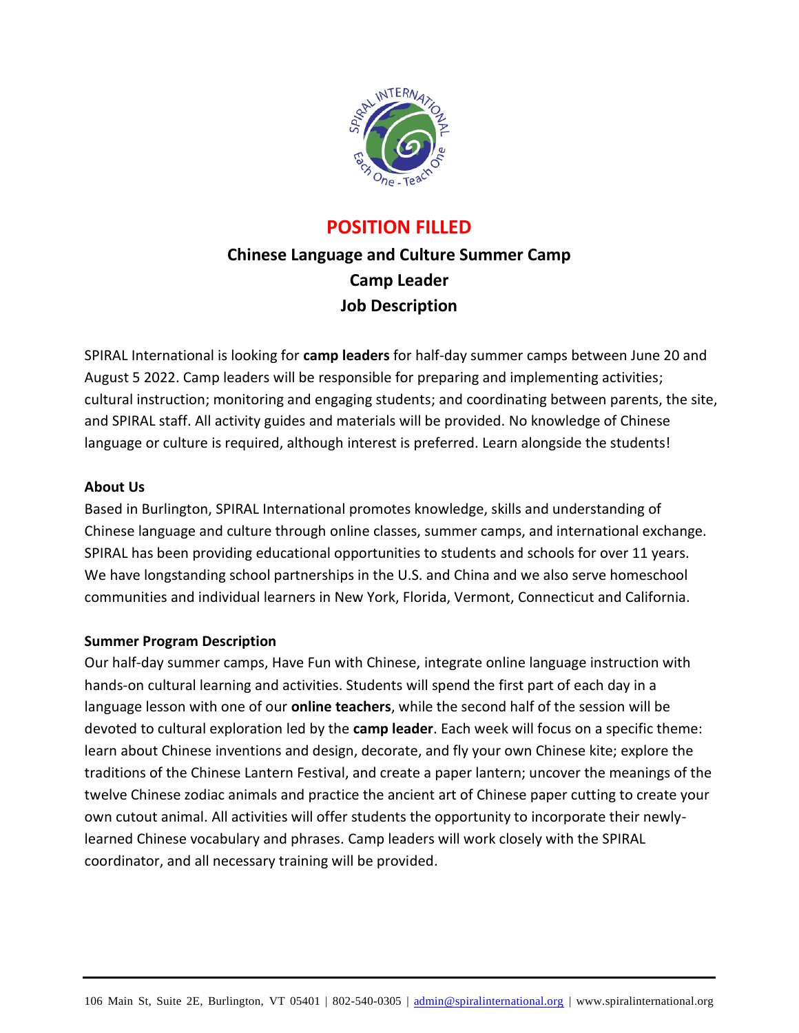# POSITION FILLED

## Chinese Language and Culture Summer Camp
## Camp Leader
## Job Description

SPIRAL International is looking for **camp leaders** for half-day summer camps between June 20 and August 5 2022. Camp leaders will be responsible for preparing and implementing activities; cultural instruction; monitoring and engaging students; and coordinating between parents, the site, and SPIRAL staff. All activity guides and materials will be provided. No knowledge of Chinese language or culture is required, although interest is preferred. Learn alongside the students!

**About Us**

Based in Burlington, SPIRAL International promotes knowledge, skills and understanding of Chinese language and culture through online classes, summer camps, and international exchange. SPIRAL has been providing educational opportunities to students and schools for over 11 years. We have longstanding school partnerships in the U.S. and China and we also serve homeschool communities and individual learners in New York, Florida, Vermont, Connecticut and California.

**Summer Program Description**

Our half-day summer camps, Have Fun with Chinese, integrate online language instruction with hands-on cultural learning and activities. Students will spend the first part of each day in a language lesson with one of our **online teachers**, while the second half of the session will be devoted to cultural exploration led by the **camp leader**. Each week will focus on a specific theme: learn about Chinese inventions and design, decorate, and fly your own Chinese kite; explore the traditions of the Chinese Lantern Festival, and create a paper lantern; uncover the meanings of the twelve Chinese zodiac animals and practice the ancient art of Chinese paper cutting to create your own cutout animal. All activities will offer students the opportunity to incorporate their newly-learned Chinese vocabulary and phrases. Camp leaders will work closely with the SPIRAL coordinator, and all necessary training will be provided.

106 Main St, Suite 2E, Burlington, VT 05401 | 802-540-0305 | admin@spiralinternational.org | www.spiralinternational.org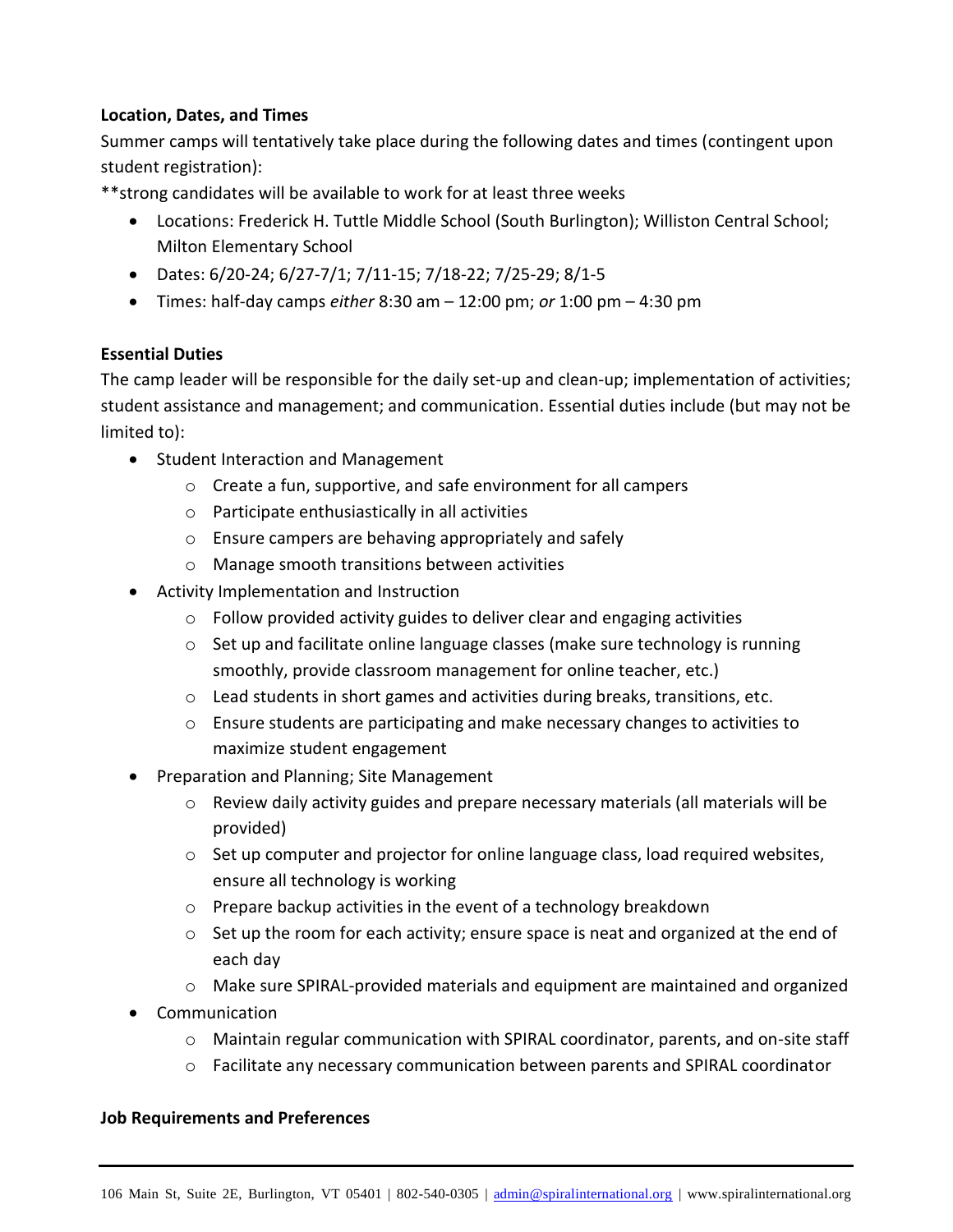**Location, Dates, and Times**

Summer camps will tentatively take place during the following dates and times (contingent upon student registration):

**strong candidates will be available to work for at least three weeks

- Locations: Frederick H. Tuttle Middle School (South Burlington); Williston Central School; Milton Elementary School
- Dates: 6/20-24; 6/27-7/1; 7/11-15; 7/18-22; 7/25-29; 8/1-5
- Times: half-day camps *either* 8:30 am – 12:00 pm; *or* 1:00 pm – 4:30 pm

**Essential Duties**

The camp leader will be responsible for the daily set-up and clean-up; implementation of activities; student assistance and management; and communication. Essential duties include (but may not be limited to):

- Student Interaction and Management
  - Create a fun, supportive, and safe environment for all campers
  - Participate enthusiastically in all activities
  - Ensure campers are behaving appropriately and safely
  - Manage smooth transitions between activities
- Activity Implementation and Instruction
  - Follow provided activity guides to deliver clear and engaging activities
  - Set up and facilitate online language classes (make sure technology is running smoothly, provide classroom management for online teacher, etc.)
  - Lead students in short games and activities during breaks, transitions, etc.
  - Ensure students are participating and make necessary changes to activities to maximize student engagement
- Preparation and Planning; Site Management
  - Review daily activity guides and prepare necessary materials (all materials will be provided)
  - Set up computer and projector for online language class, load required websites, ensure all technology is working
  - Prepare backup activities in the event of a technology breakdown
  - Set up the room for each activity; ensure space is neat and organized at the end of each day
  - Make sure SPIRAL-provided materials and equipment are maintained and organized
- Communication
  - Maintain regular communication with SPIRAL coordinator, parents, and on-site staff
  - Facilitate any necessary communication between parents and SPIRAL coordinator

**Job Requirements and Preferences**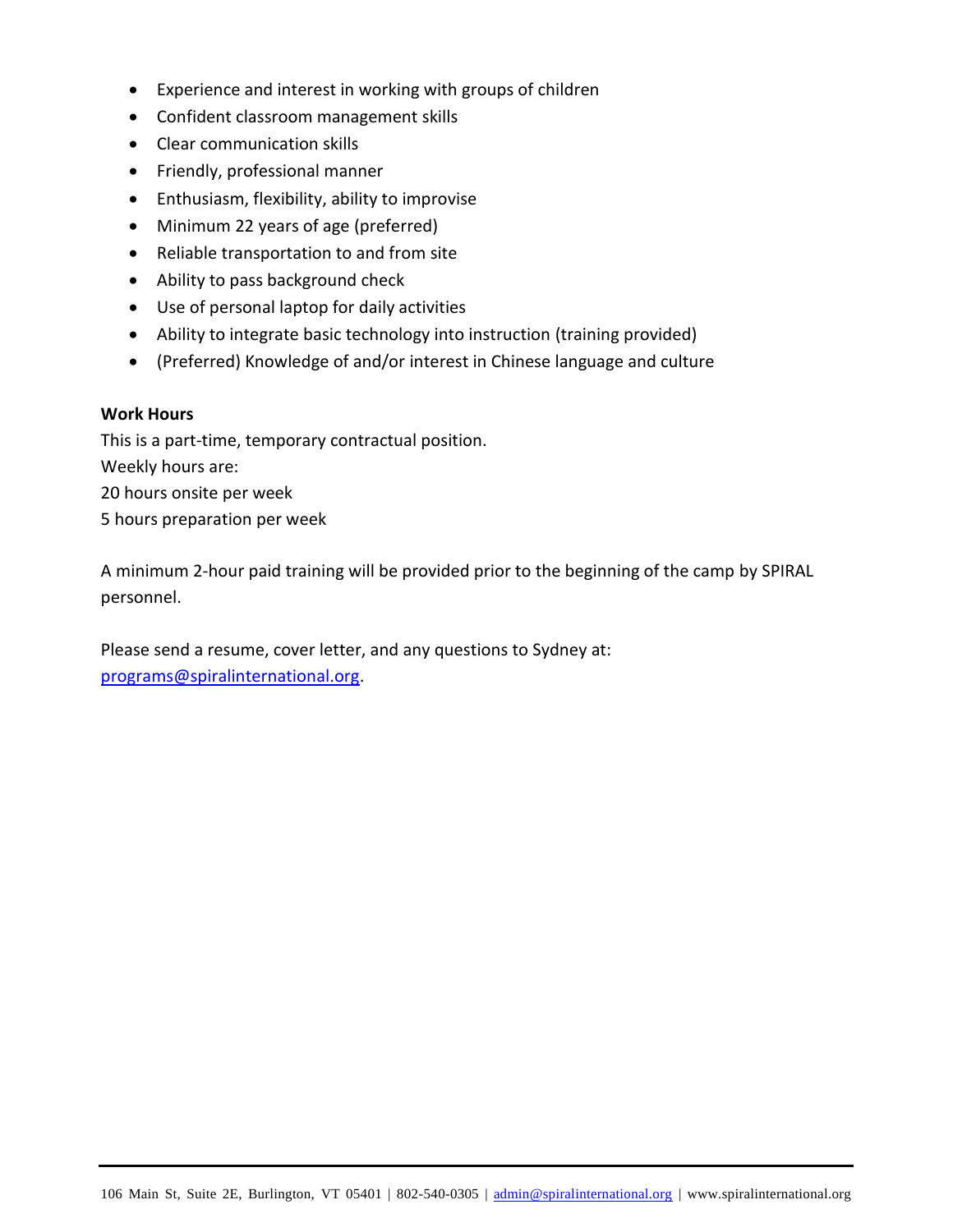- Experience and interest in working with groups of children
- Confident classroom management skills
- Clear communication skills
- Friendly, professional manner
- Enthusiasm, flexibility, ability to improvise
- Minimum 22 years of age (preferred)
- Reliable transportation to and from site
- Ability to pass background check
- Use of personal laptop for daily activities
- Ability to integrate basic technology into instruction (training provided)
- (Preferred) Knowledge of and/or interest in Chinese language and culture

**Work Hours**

This is a part-time, temporary contractual position.
Weekly hours are:
20 hours onsite per week
5 hours preparation per week

A minimum 2-hour paid training will be provided prior to the beginning of the camp by SPIRAL personnel.

Please send a resume, cover letter, and any questions to Sydney at:
programs@spiralinternational.org.

106 Main St, Suite 2E, Burlington, VT 05401 | 802-540-0305 | admin@spiralinternational.org | www.spiralinternational.org